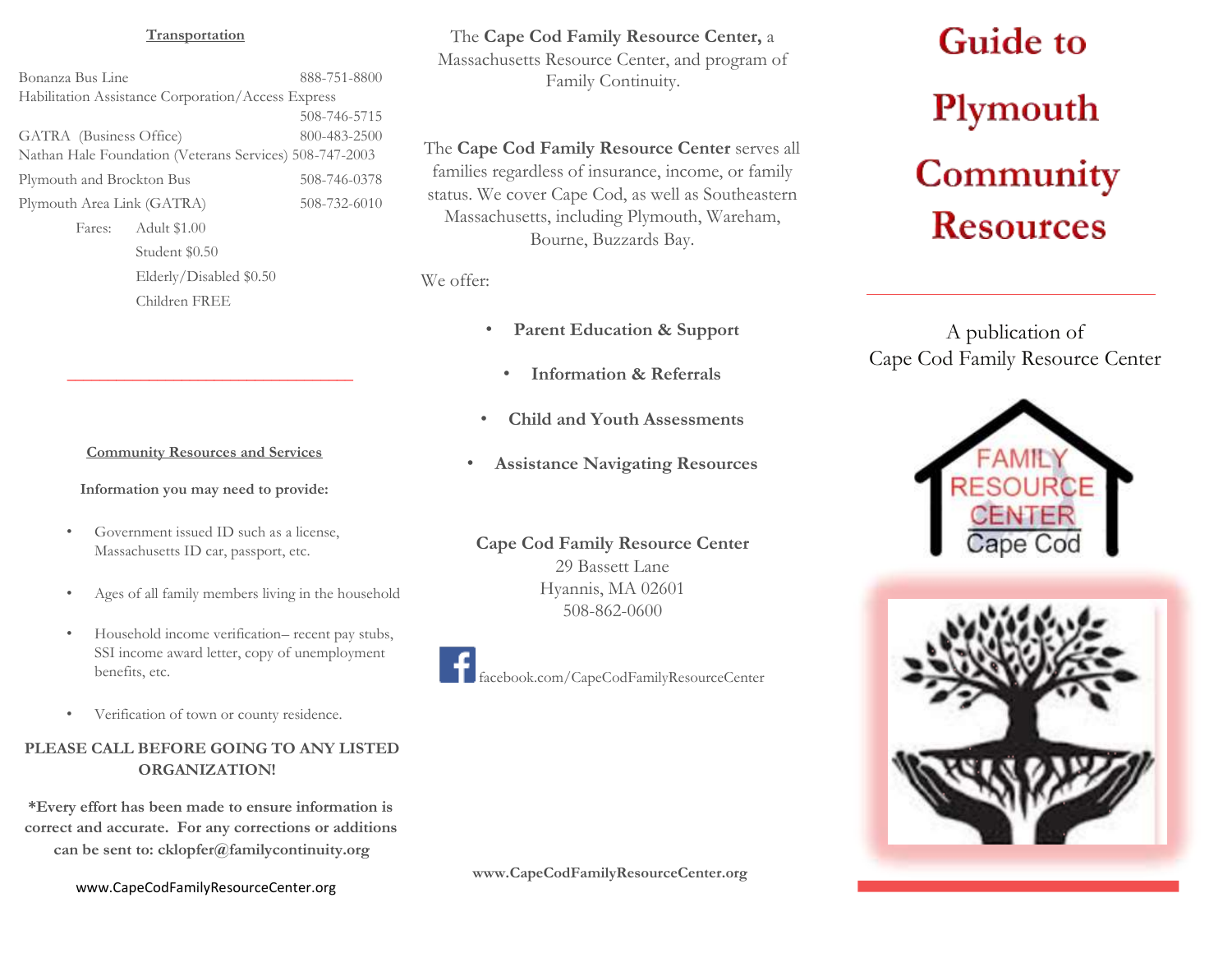## Transportation

| | |
|---|---|
| Bonanza Bus Line | 888-751-8800 |
| Habilitation Assistance Corporation/Access Express | 508-746-5715 |
| GATRA (Business Office) | 800-483-2500 |
| Nathan Hale Foundation (Veterans Services) | 508-747-2003 |
| Plymouth and Brockton Bus | 508-746-0378 |
| Plymouth Area Link (GATRA) | 508-732-6010 |

Fares:
- Adult $1.00
- Student $0.50
- Elderly/Disabled $0.50
- Children FREE

## Community Resources and Services

**Information you may need to provide:**

- Government issued ID such as a license, Massachusetts ID car, passport, etc.
- Ages of all family members living in the household
- Household income verification– recent pay stubs, SSI income award letter, copy of unemployment benefits, etc.
- Verification of town or county residence.

**PLEASE CALL BEFORE GOING TO ANY LISTED ORGANIZATION!**

**\*Every effort has been made to ensure information is correct and accurate. For any corrections or additions can be sent to: cklopfer@familycontinuity.org**

www.CapeCodFamilyResourceCenter.org

The **Cape Cod Family Resource Center,** a Massachusetts Resource Center, and program of Family Continuity.

The **Cape Cod Family Resource Center** serves all families regardless of insurance, income, or family status. We cover Cape Cod, as well as Southeastern Massachusetts, including Plymouth, Wareham, Bourne, Buzzards Bay.

We offer:

- **Parent Education & Support**
- **Information & Referrals**
- **Child and Youth Assessments**
- **Assistance Navigating Resources**

**Cape Cod Family Resource Center**
29 Bassett Lane
Hyannis, MA 02601
508-862-0600

facebook.com/CapeCodFamilyResourceCenter

**www.CapeCodFamilyResourceCenter.org**

# Guide to Plymouth Community Resources

A publication of
Cape Cod Family Resource Center

FAMILY RESOURCE CENTER Cape Cod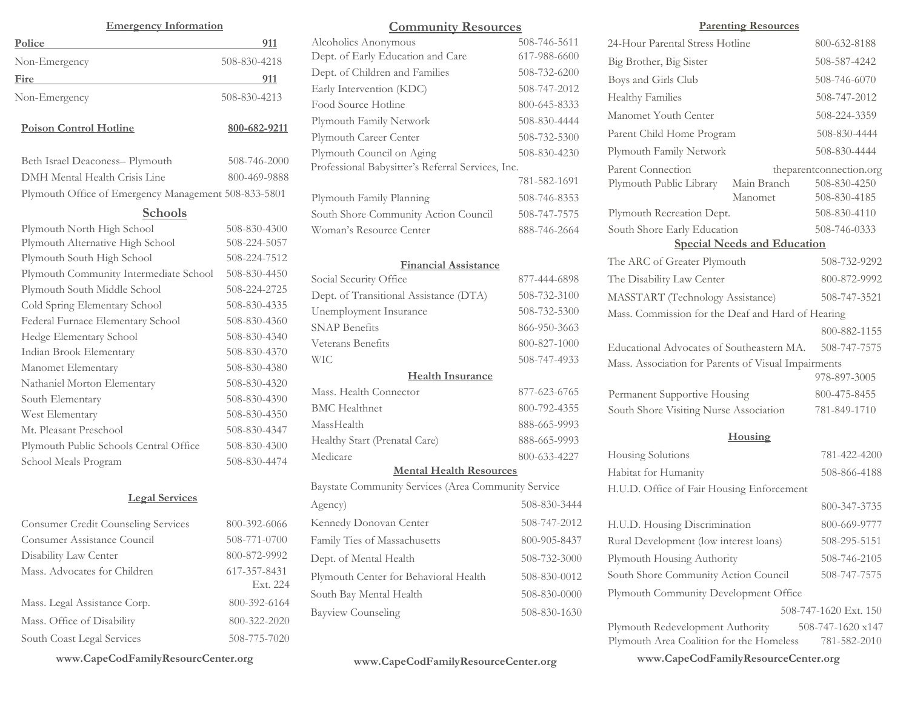## Emergency Information

| | |
|---|---|
| **Police** | **911** |
| Non-Emergency | 508-830-4218 |
| **Fire** | **911** |
| Non-Emergency | 508-830-4213 |

| | |
|---|---|
| **Poison Control Hotline** | **800-682-9211** |
| Beth Israel Deaconess– Plymouth | 508-746-2000 |
| DMH Mental Health Crisis Line | 800-469-9888 |
| Plymouth Office of Emergency Management | 508-833-5801 |

## Schools

| | |
|---|---|
| Plymouth North High School | 508-830-4300 |
| Plymouth Alternative High School | 508-224-5057 |
| Plymouth South High School | 508-224-7512 |
| Plymouth Community Intermediate School | 508-830-4450 |
| Plymouth South Middle School | 508-224-2725 |
| Cold Spring Elementary School | 508-830-4335 |
| Federal Furnace Elementary School | 508-830-4360 |
| Hedge Elementary School | 508-830-4340 |
| Indian Brook Elementary | 508-830-4370 |
| Manomet Elementary | 508-830-4380 |
| Nathaniel Morton Elementary | 508-830-4320 |
| South Elementary | 508-830-4390 |
| West Elementary | 508-830-4350 |
| Mt. Pleasant Preschool | 508-830-4347 |
| Plymouth Public Schools Central Office | 508-830-4300 |
| School Meals Program | 508-830-4474 |

## Legal Services

| | |
|---|---|
| Consumer Credit Counseling Services | 800-392-6066 |
| Consumer Assistance Council | 508-771-0700 |
| Disability Law Center | 800-872-9992 |
| Mass. Advocates for Children | 617-357-8431 Ext. 224 |
| Mass. Legal Assistance Corp. | 800-392-6164 |
| Mass. Office of Disability | 800-322-2020 |
| South Coast Legal Services | 508-775-7020 |

**www.CapeCodFamilyResourcCenter.org**

## Community Resources

| | |
|---|---|
| Alcoholics Anonymous | 508-746-5611 |
| Dept. of Early Education and Care | 617-988-6600 |
| Dept. of Children and Families | 508-732-6200 |
| Early Intervention (KDC) | 508-747-2012 |
| Food Source Hotline | 800-645-8333 |
| Plymouth Family Network | 508-830-4444 |
| Plymouth Career Center | 508-732-5300 |
| Plymouth Council on Aging | 508-830-4230 |
| Professional Babysitter's Referral Services, Inc. | 781-582-1691 |
| Plymouth Family Planning | 508-746-8353 |
| South Shore Community Action Council | 508-747-7575 |
| Woman's Resource Center | 888-746-2664 |

### Financial Assistance

| | |
|---|---|
| Social Security Office | 877-444-6898 |
| Dept. of Transitional Assistance (DTA) | 508-732-3100 |
| Unemployment Insurance | 508-732-5300 |
| SNAP Benefits | 866-950-3663 |
| Veterans Benefits | 800-827-1000 |
| WIC | 508-747-4933 |

### Health Insurance

| | |
|---|---|
| Mass. Health Connector | 877-623-6765 |
| BMC Healthnet | 800-792-4355 |
| MassHealth | 888-665-9993 |
| Healthy Start (Prenatal Care) | 888-665-9993 |
| Medicare | 800-633-4227 |

### Mental Health Resources

| | |
|---|---|
| Baystate Community Services (Area Community Service Agency) | 508-830-3444 |
| Kennedy Donovan Center | 508-747-2012 |
| Family Ties of Massachusetts | 800-905-8437 |
| Dept. of Mental Health | 508-732-3000 |
| Plymouth Center for Behavioral Health | 508-830-0012 |
| South Bay Mental Health | 508-830-0000 |
| Bayview Counseling | 508-830-1630 |

**www.CapeCodFamilyResourceCenter.org**

## Parenting Resources

| | |
|---|---|
| 24-Hour Parental Stress Hotline | 800-632-8188 |
| Big Brother, Big Sister | 508-587-4242 |
| Boys and Girls Club | 508-746-6070 |
| Healthy Families | 508-747-2012 |
| Manomet Youth Center | 508-224-3359 |
| Parent Child Home Program | 508-830-4444 |
| Plymouth Family Network | 508-830-4444 |
| Parent Connection | theparentconnection.org |
| Plymouth Public Library Main Branch | 508-830-4250 |
| Plymouth Public Library Manomet | 508-830-4185 |
| Plymouth Recreation Dept. | 508-830-4110 |
| South Shore Early Education | 508-746-0333 |

### Special Needs and Education

| | |
|---|---|
| The ARC of Greater Plymouth | 508-732-9292 |
| The Disability Law Center | 800-872-9992 |
| MASSTART (Technology Assistance) | 508-747-3521 |
| Mass. Commission for the Deaf and Hard of Hearing | 800-882-1155 |
| Educational Advocates of Southeastern MA. | 508-747-7575 |
| Mass. Association for Parents of Visual Impairments | 978-897-3005 |
| Permanent Supportive Housing | 800-475-8455 |
| South Shore Visiting Nurse Association | 781-849-1710 |

### Housing

| | |
|---|---|
| Housing Solutions | 781-422-4200 |
| Habitat for Humanity | 508-866-4188 |
| H.U.D. Office of Fair Housing Enforcement | 800-347-3735 |
| H.U.D. Housing Discrimination | 800-669-9777 |
| Rural Development (low interest loans) | 508-295-5151 |
| Plymouth Housing Authority | 508-746-2105 |
| South Shore Community Action Council | 508-747-7575 |
| Plymouth Community Development Office | 508-747-1620 Ext. 150 |
| Plymouth Redevelopment Authority | 508-747-1620 x147 |
| Plymouth Area Coalition for the Homeless | 781-582-2010 |

**www.CapeCodFamilyResourceCenter.org**